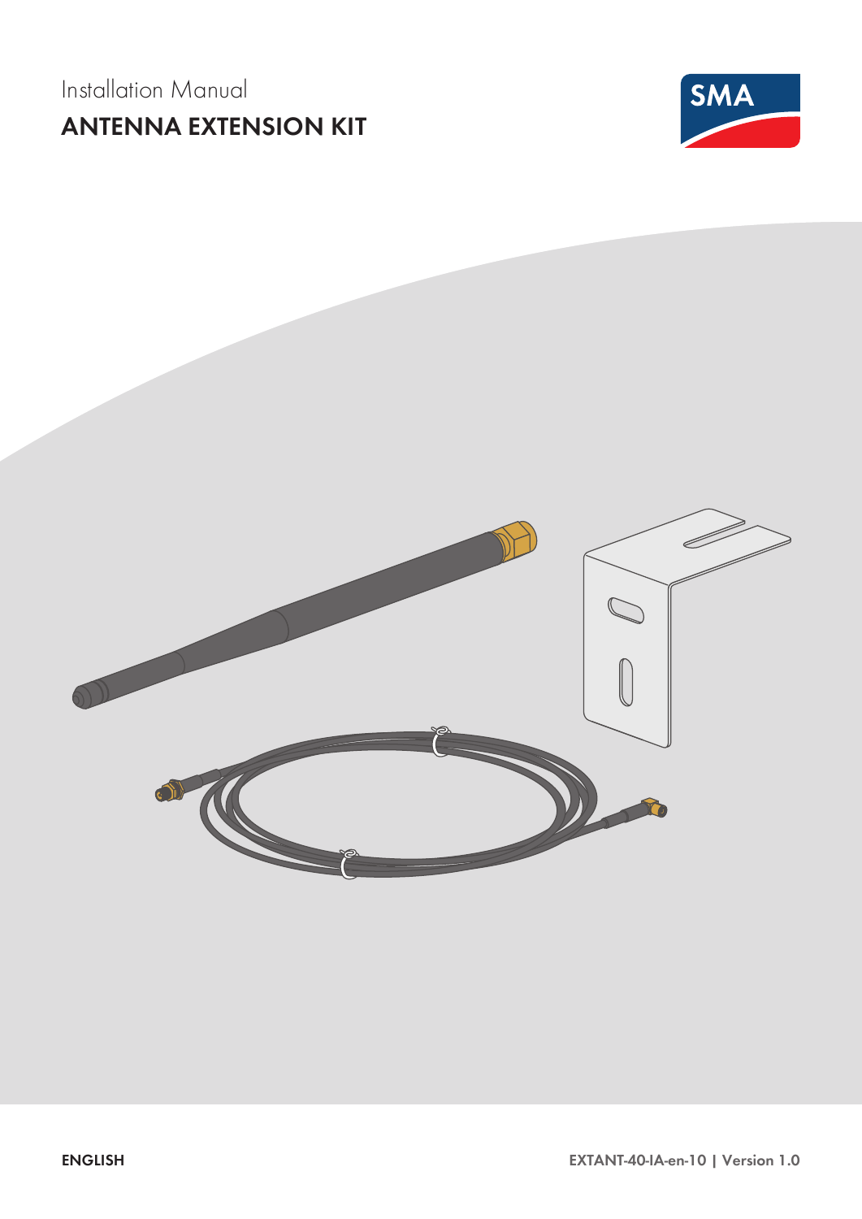Installation Manual

# ANTENNA EXTENSION KIT

ENGLISH

EXTANT-40-IA-en-10 | Version 1.0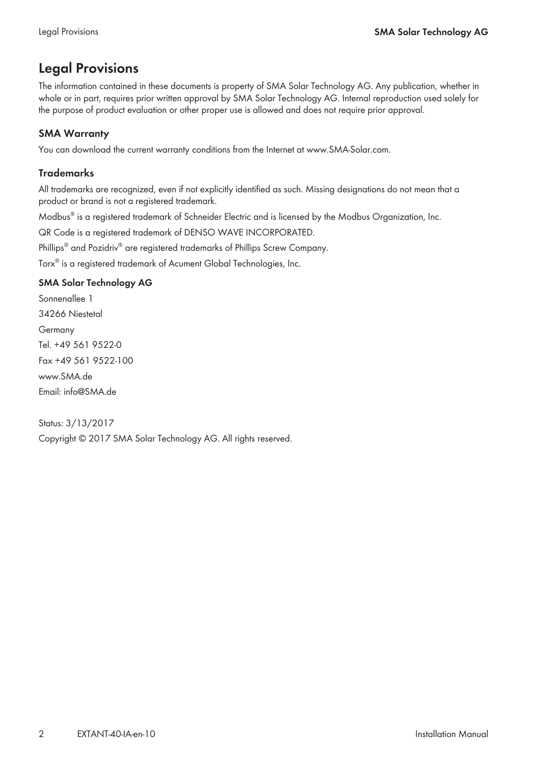# Legal Provisions

The information contained in these documents is property of SMA Solar Technology AG. Any publication, whether in whole or in part, requires prior written approval by SMA Solar Technology AG. Internal reproduction used solely for the purpose of product evaluation or other proper use is allowed and does not require prior approval.

### SMA Warranty

You can download the current warranty conditions from the Internet at www.SMA-Solar.com.

### Trademarks

All trademarks are recognized, even if not explicitly identified as such. Missing designations do not mean that a product or brand is not a registered trademark.

Modbus® is a registered trademark of Schneider Electric and is licensed by the Modbus Organization, Inc.

QR Code is a registered trademark of DENSO WAVE INCORPORATED.

Phillips® and Pozidriv® are registered trademarks of Phillips Screw Company.

Torx® is a registered trademark of Acument Global Technologies, Inc.

**SMA Solar Technology AG**

Sonnenallee 1

34266 Niestetal

Germany

Tel. +49 561 9522-0

Fax +49 561 9522-100

www.SMA.de

Email: info@SMA.de

Status: 3/13/2017

Copyright © 2017 SMA Solar Technology AG. All rights reserved.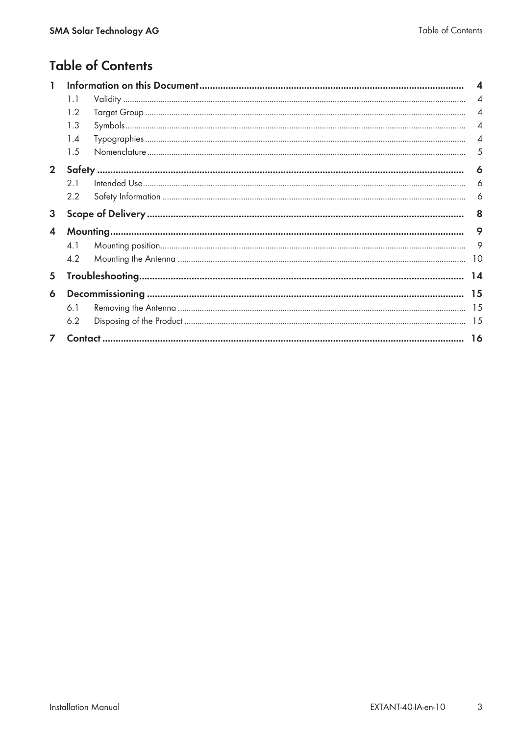# Table of Contents

| | | | |
|---|---|---|---|
| **1** | **Information on this Document** | | **4** |
| | 1.1 | Validity | 4 |
| | 1.2 | Target Group | 4 |
| | 1.3 | Symbols | 4 |
| | 1.4 | Typographies | 4 |
| | 1.5 | Nomenclature | 5 |
| **2** | **Safety** | | **6** |
| | 2.1 | Intended Use | 6 |
| | 2.2 | Safety Information | 6 |
| **3** | **Scope of Delivery** | | **8** |
| **4** | **Mounting** | | **9** |
| | 4.1 | Mounting position | 9 |
| | 4.2 | Mounting the Antenna | 10 |
| **5** | **Troubleshooting** | | **14** |
| **6** | **Decommissioning** | | **15** |
| | 6.1 | Removing the Antenna | 15 |
| | 6.2 | Disposing of the Product | 15 |
| **7** | **Contact** | | **16** |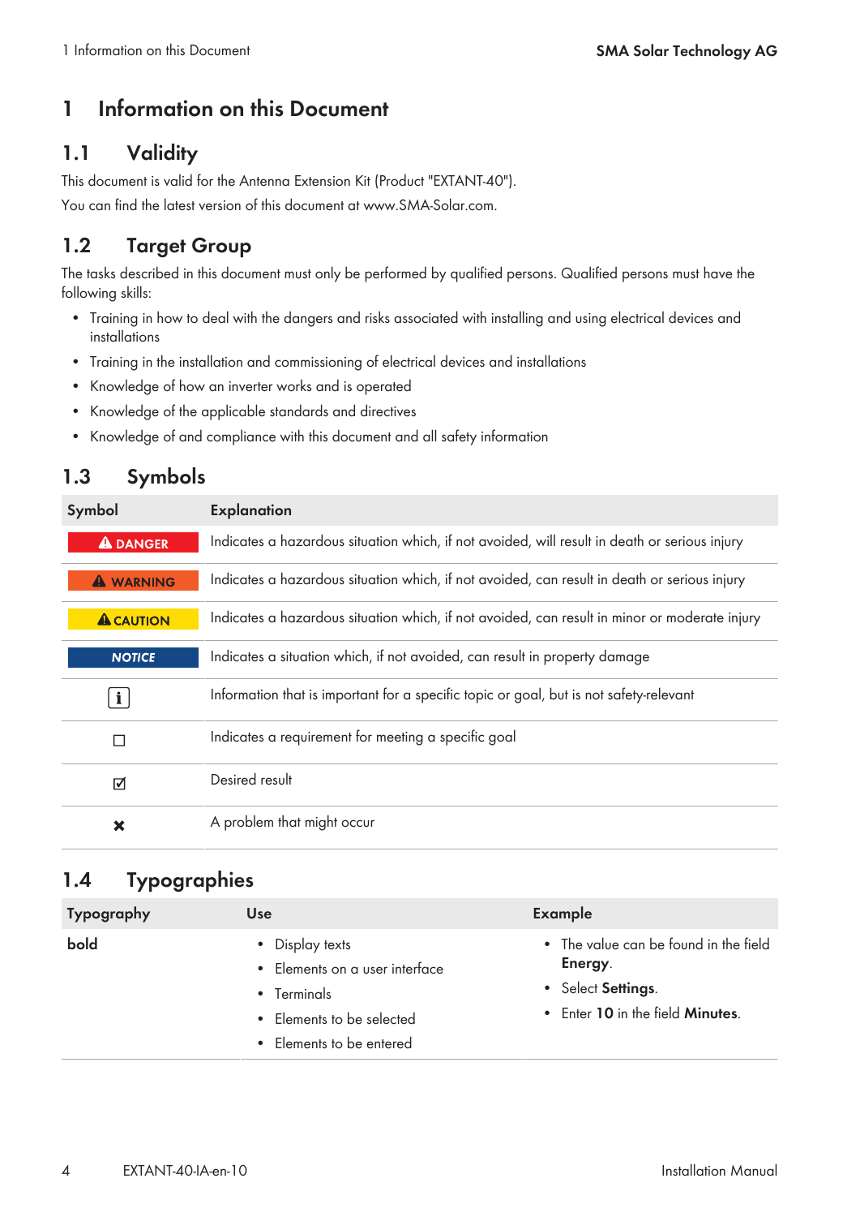# 1 Information on this Document

## 1.1 Validity

This document is valid for the Antenna Extension Kit (Product "EXTANT-40").

You can find the latest version of this document at www.SMA-Solar.com.

## 1.2 Target Group

The tasks described in this document must only be performed by qualified persons. Qualified persons must have the following skills:

- Training in how to deal with the dangers and risks associated with installing and using electrical devices and installations
- Training in the installation and commissioning of electrical devices and installations
- Knowledge of how an inverter works and is operated
- Knowledge of the applicable standards and directives
- Knowledge of and compliance with this document and all safety information

## 1.3 Symbols

| Symbol | Explanation |
|---|---|
| ⚠ DANGER | Indicates a hazardous situation which, if not avoided, will result in death or serious injury |
| ⚠ WARNING | Indicates a hazardous situation which, if not avoided, can result in death or serious injury |
| ⚠ CAUTION | Indicates a hazardous situation which, if not avoided, can result in minor or moderate injury |
| NOTICE | Indicates a situation which, if not avoided, can result in property damage |
| ℹ | Information that is important for a specific topic or goal, but is not safety-relevant |
| ☐ | Indicates a requirement for meeting a specific goal |
| ☑ | Desired result |
| ✖ | A problem that might occur |

## 1.4 Typographies

| Typography | Use | Example |
|---|---|---|
| **bold** | • Display texts<br>• Elements on a user interface<br>• Terminals<br>• Elements to be selected<br>• Elements to be entered | • The value can be found in the field **Energy**.<br>• Select **Settings**.<br>• Enter **10** in the field **Minutes**. |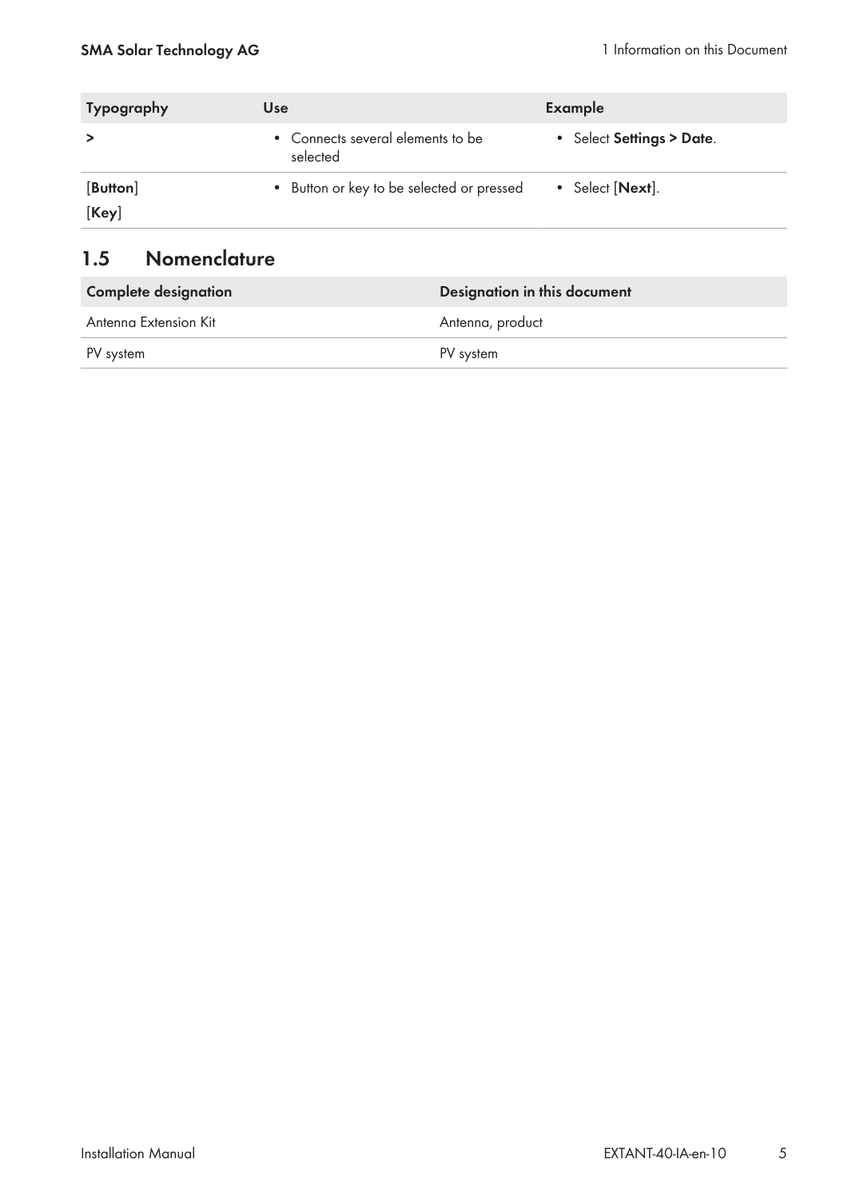| Typography | Use | Example |
| --- | --- | --- |
| > | • Connects several elements to be selected | • Select **Settings > Date**. |
| [**Button**]<br>[**Key**] | • Button or key to be selected or pressed | • Select [**Next**]. |

## 1.5 Nomenclature

| Complete designation | Designation in this document |
| --- | --- |
| Antenna Extension Kit | Antenna, product |
| PV system | PV system |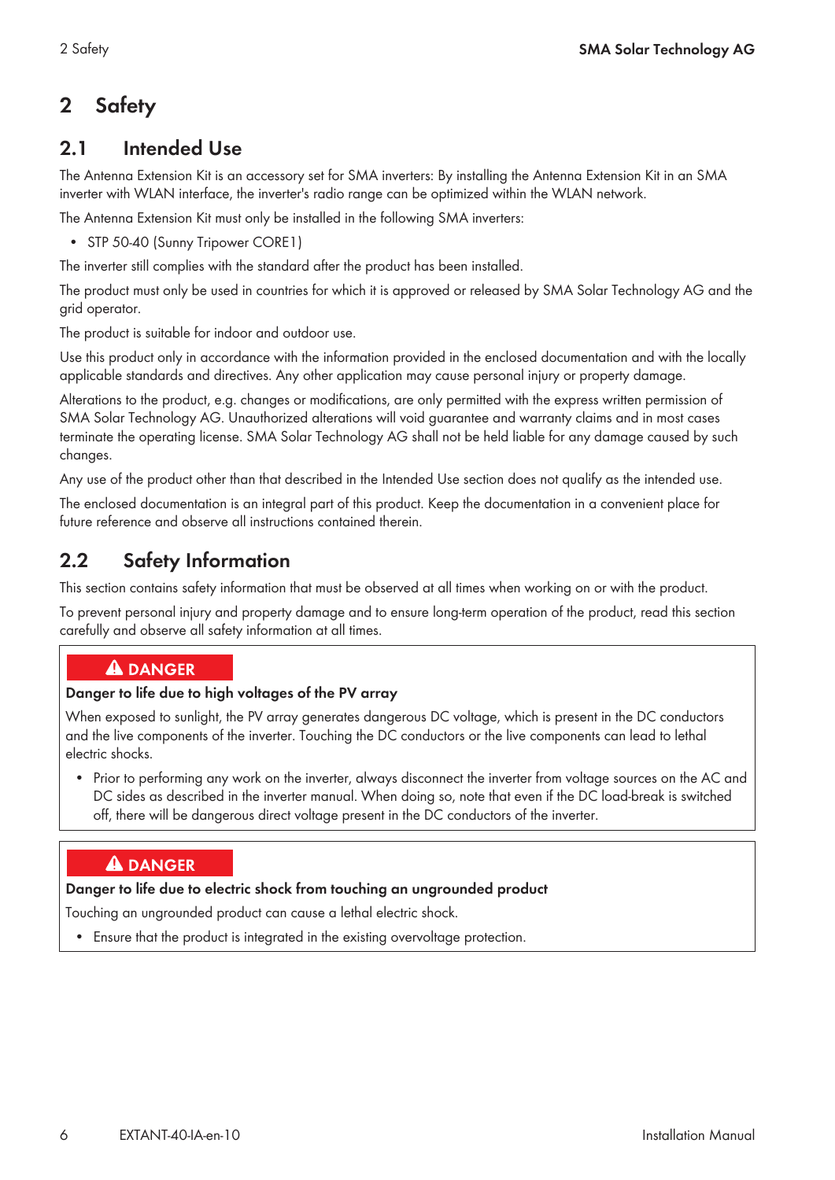# 2 Safety

## 2.1 Intended Use

The Antenna Extension Kit is an accessory set for SMA inverters: By installing the Antenna Extension Kit in an SMA inverter with WLAN interface, the inverter's radio range can be optimized within the WLAN network.

The Antenna Extension Kit must only be installed in the following SMA inverters:

- STP 50-40 (Sunny Tripower CORE1)

The inverter still complies with the standard after the product has been installed.

The product must only be used in countries for which it is approved or released by SMA Solar Technology AG and the grid operator.

The product is suitable for indoor and outdoor use.

Use this product only in accordance with the information provided in the enclosed documentation and with the locally applicable standards and directives. Any other application may cause personal injury or property damage.

Alterations to the product, e.g. changes or modifications, are only permitted with the express written permission of SMA Solar Technology AG. Unauthorized alterations will void guarantee and warranty claims and in most cases terminate the operating license. SMA Solar Technology AG shall not be held liable for any damage caused by such changes.

Any use of the product other than that described in the Intended Use section does not qualify as the intended use.

The enclosed documentation is an integral part of this product. Keep the documentation in a convenient place for future reference and observe all instructions contained therein.

## 2.2 Safety Information

This section contains safety information that must be observed at all times when working on or with the product.

To prevent personal injury and property damage and to ensure long-term operation of the product, read this section carefully and observe all safety information at all times.

**⚠ DANGER**

**Danger to life due to high voltages of the PV array**

When exposed to sunlight, the PV array generates dangerous DC voltage, which is present in the DC conductors and the live components of the inverter. Touching the DC conductors or the live components can lead to lethal electric shocks.

- Prior to performing any work on the inverter, always disconnect the inverter from voltage sources on the AC and DC sides as described in the inverter manual. When doing so, note that even if the DC load-break is switched off, there will be dangerous direct voltage present in the DC conductors of the inverter.

**⚠ DANGER**

**Danger to life due to electric shock from touching an ungrounded product**

Touching an ungrounded product can cause a lethal electric shock.

- Ensure that the product is integrated in the existing overvoltage protection.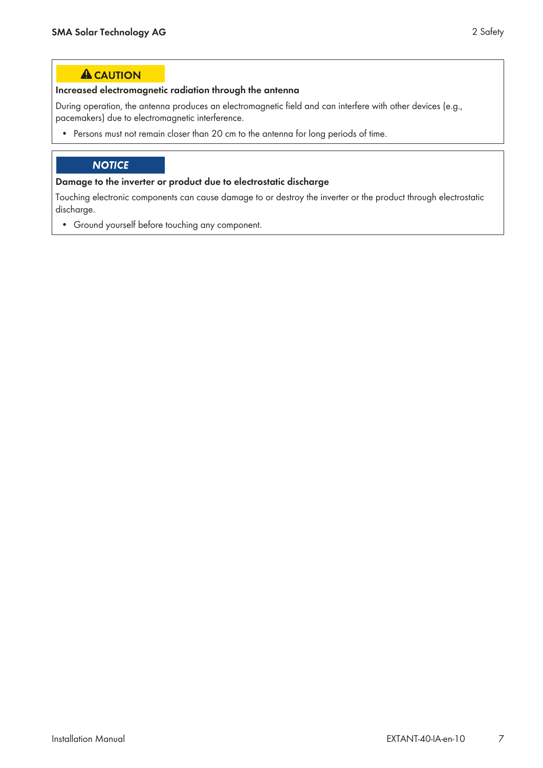**⚠ CAUTION**

**Increased electromagnetic radiation through the antenna**

During operation, the antenna produces an electromagnetic field and can interfere with other devices (e.g., pacemakers) due to electromagnetic interference.

- Persons must not remain closer than 20 cm to the antenna for long periods of time.

***NOTICE***

**Damage to the inverter or product due to electrostatic discharge**

Touching electronic components can cause damage to or destroy the inverter or the product through electrostatic discharge.

- Ground yourself before touching any component.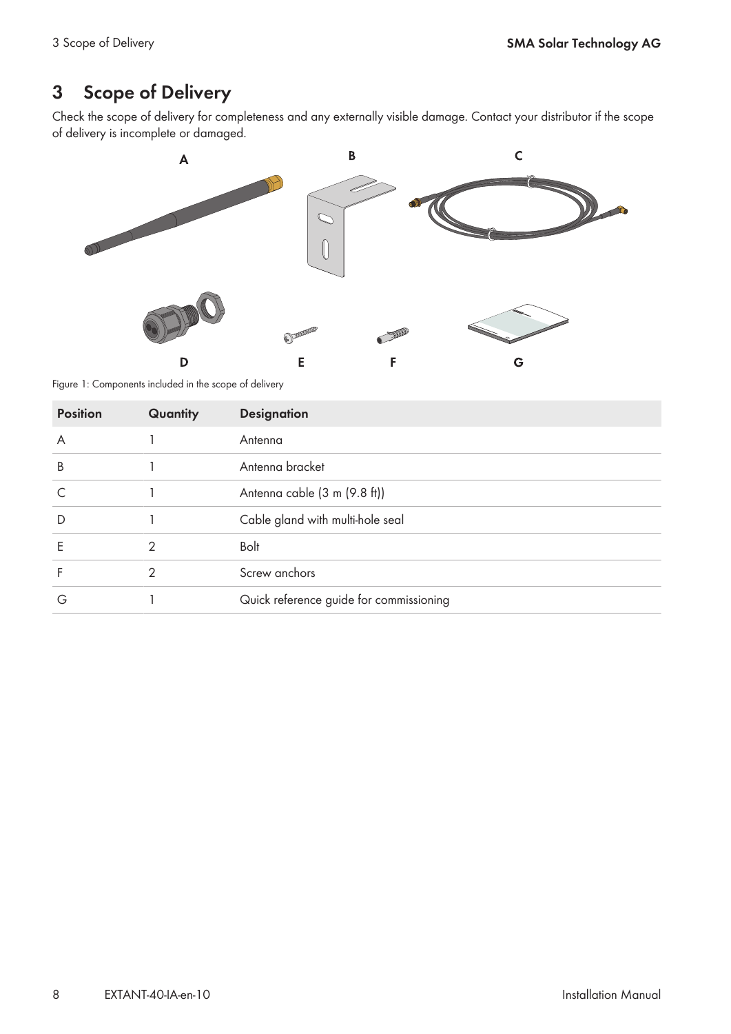# 3 Scope of Delivery

Check the scope of delivery for completeness and any externally visible damage. Contact your distributor if the scope of delivery is incomplete or damaged.

Figure 1: Components included in the scope of delivery

| Position | Quantity | Designation |
| --- | --- | --- |
| A | 1 | Antenna |
| B | 1 | Antenna bracket |
| C | 1 | Antenna cable (3 m (9.8 ft)) |
| D | 1 | Cable gland with multi-hole seal |
| E | 2 | Bolt |
| F | 2 | Screw anchors |
| G | 1 | Quick reference guide for commissioning |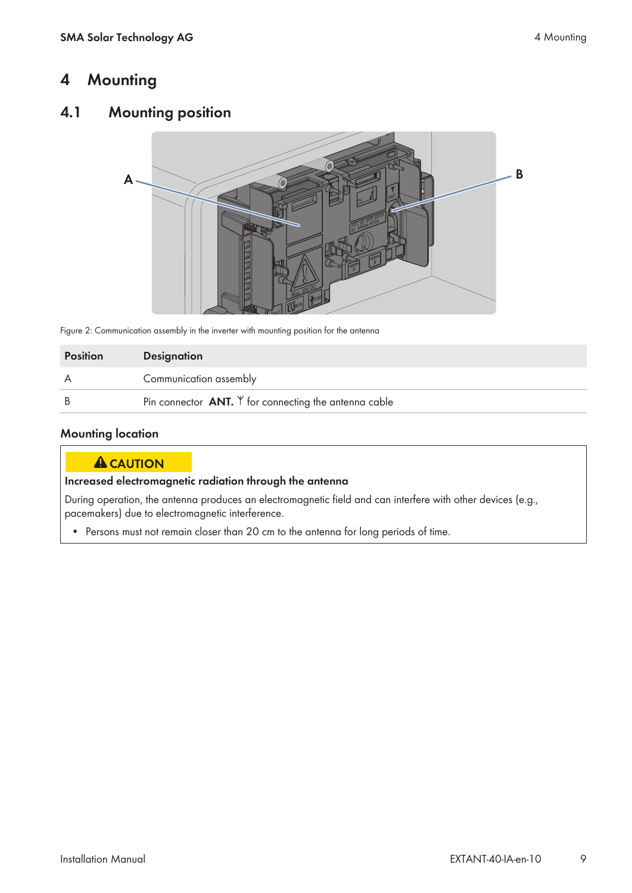# 4 Mounting

## 4.1 Mounting position

Figure 2: Communication assembly in the inverter with mounting position for the antenna

| Position | Designation |
|---|---|
| A | Communication assembly |
| B | Pin connector **ANT.** ᛘ for connecting the antenna cable |

### Mounting location

**⚠ CAUTION**

**Increased electromagnetic radiation through the antenna**

During operation, the antenna produces an electromagnetic field and can interfere with other devices (e.g., pacemakers) due to electromagnetic interference.

- Persons must not remain closer than 20 cm to the antenna for long periods of time.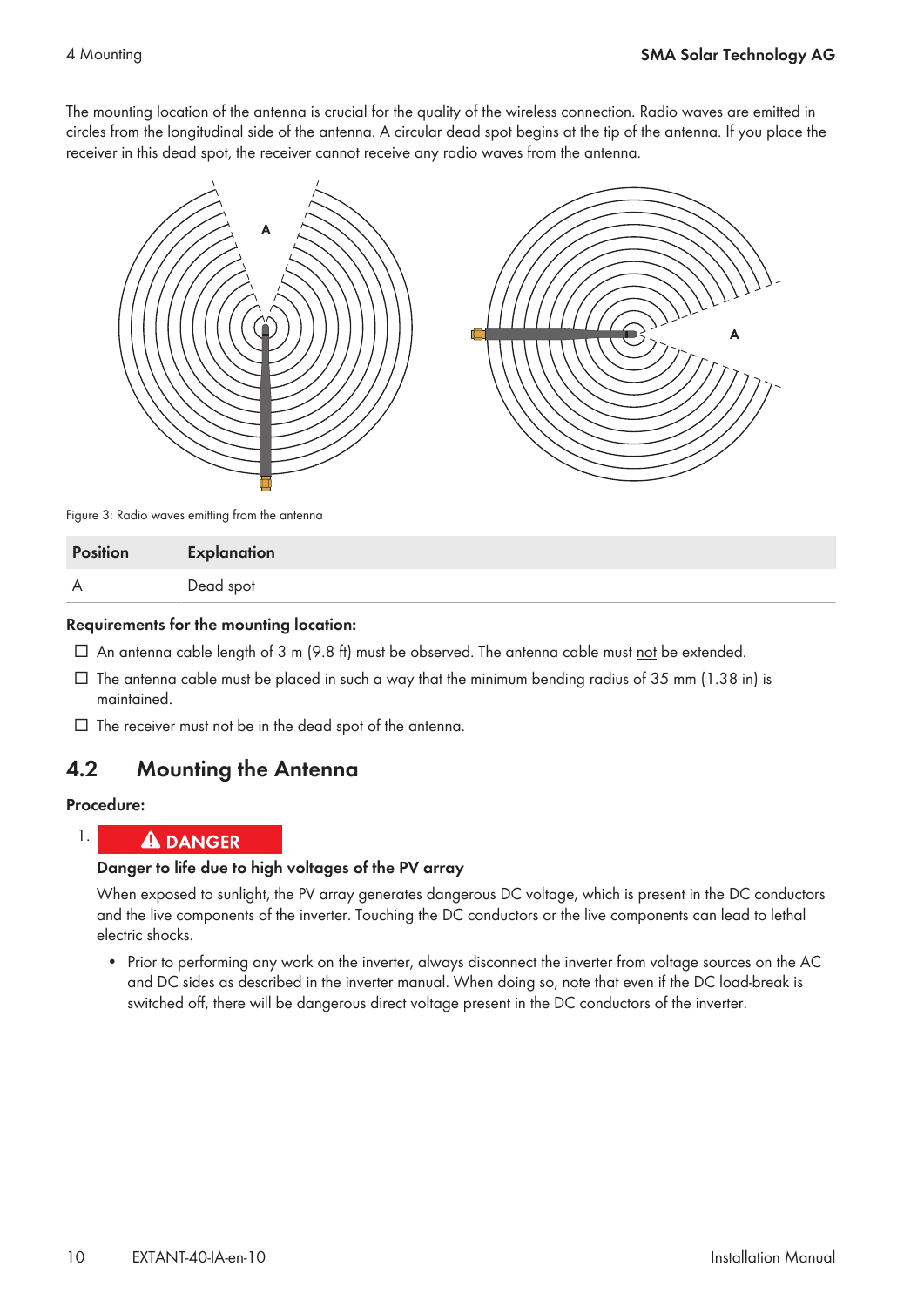The mounting location of the antenna is crucial for the quality of the wireless connection. Radio waves are emitted in circles from the longitudinal side of the antenna. A circular dead spot begins at the tip of the antenna. If you place the receiver in this dead spot, the receiver cannot receive any radio waves from the antenna.

Figure 3: Radio waves emitting from the antenna

| Position | Explanation |
|---|---|
| A | Dead spot |

**Requirements for the mounting location:**

☐ An antenna cable length of 3 m (9.8 ft) must be observed. The antenna cable must not be extended.

☐ The antenna cable must be placed in such a way that the minimum bending radius of 35 mm (1.38 in) is maintained.

☐ The receiver must not be in the dead spot of the antenna.

## 4.2 Mounting the Antenna

**Procedure:**

1. **⚠ DANGER**

   **Danger to life due to high voltages of the PV array**

   When exposed to sunlight, the PV array generates dangerous DC voltage, which is present in the DC conductors and the live components of the inverter. Touching the DC conductors or the live components can lead to lethal electric shocks.

   - Prior to performing any work on the inverter, always disconnect the inverter from voltage sources on the AC and DC sides as described in the inverter manual. When doing so, note that even if the DC load-break is switched off, there will be dangerous direct voltage present in the DC conductors of the inverter.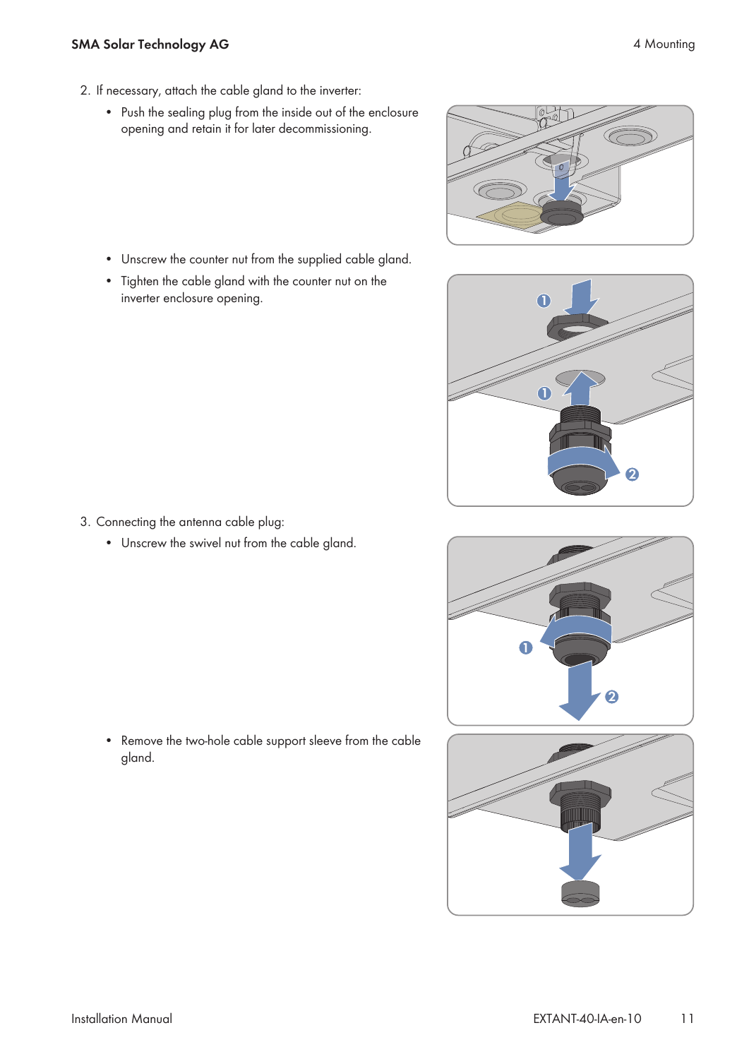2. If necessary, attach the cable gland to the inverter:
   - Push the sealing plug from the inside out of the enclosure opening and retain it for later decommissioning.
   - Unscrew the counter nut from the supplied cable gland.
   - Tighten the cable gland with the counter nut on the inverter enclosure opening.
3. Connecting the antenna cable plug:
   - Unscrew the swivel nut from the cable gland.
   - Remove the two-hole cable support sleeve from the cable gland.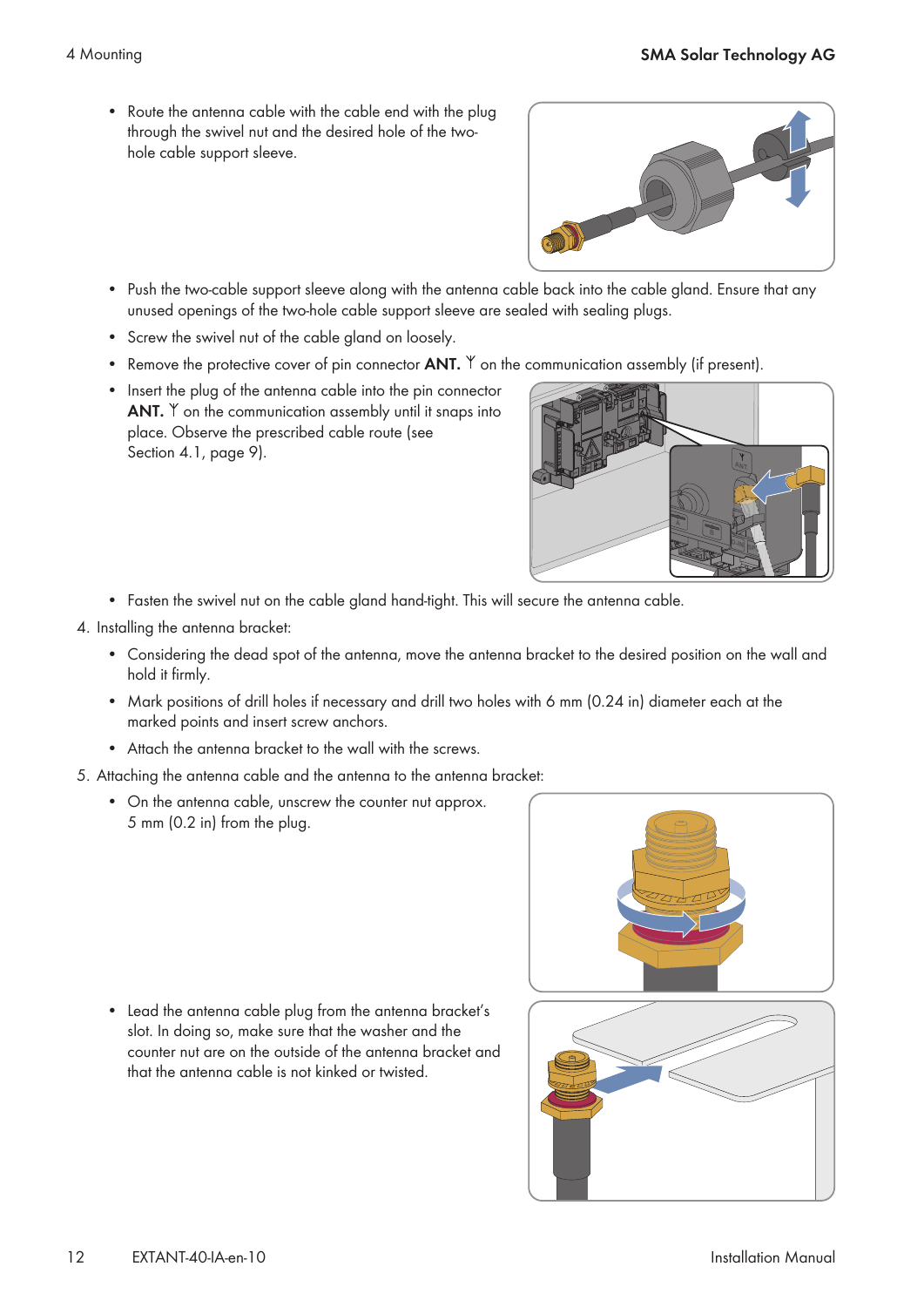- Route the antenna cable with the cable end with the plug through the swivel nut and the desired hole of the two-hole cable support sleeve.
- Push the two-cable support sleeve along with the antenna cable back into the cable gland. Ensure that any unused openings of the two-hole cable support sleeve are sealed with sealing plugs.
- Screw the swivel nut of the cable gland on loosely.
- Remove the protective cover of pin connector **ANT.** Ƴ on the communication assembly (if present).
- Insert the plug of the antenna cable into the pin connector **ANT.** Ƴ on the communication assembly until it snaps into place. Observe the prescribed cable route (see Section 4.1, page 9).
- Fasten the swivel nut on the cable gland hand-tight. This will secure the antenna cable.

4. Installing the antenna bracket:
   - Considering the dead spot of the antenna, move the antenna bracket to the desired position on the wall and hold it firmly.
   - Mark positions of drill holes if necessary and drill two holes with 6 mm (0.24 in) diameter each at the marked points and insert screw anchors.
   - Attach the antenna bracket to the wall with the screws.
5. Attaching the antenna cable and the antenna to the antenna bracket:
   - On the antenna cable, unscrew the counter nut approx. 5 mm (0.2 in) from the plug.
   - Lead the antenna cable plug from the antenna bracket's slot. In doing so, make sure that the washer and the counter nut are on the outside of the antenna bracket and that the antenna cable is not kinked or twisted.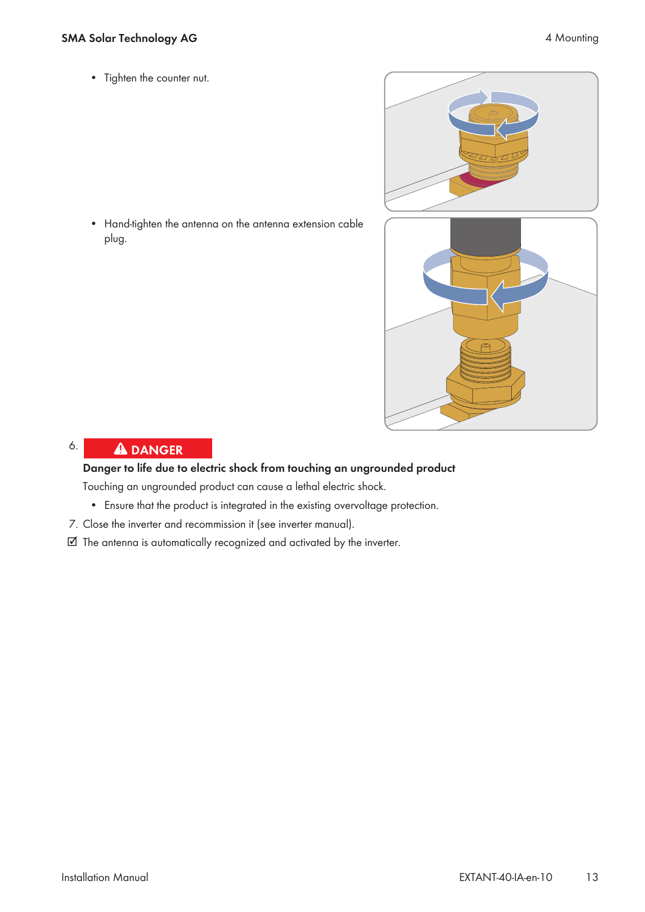- Tighten the counter nut.

- Hand-tighten the antenna on the antenna extension cable plug.

6. **⚠ DANGER**

   **Danger to life due to electric shock from touching an ungrounded product**

   Touching an ungrounded product can cause a lethal electric shock.

   - Ensure that the product is integrated in the existing overvoltage protection.

7. Close the inverter and recommission it (see inverter manual).

☑ The antenna is automatically recognized and activated by the inverter.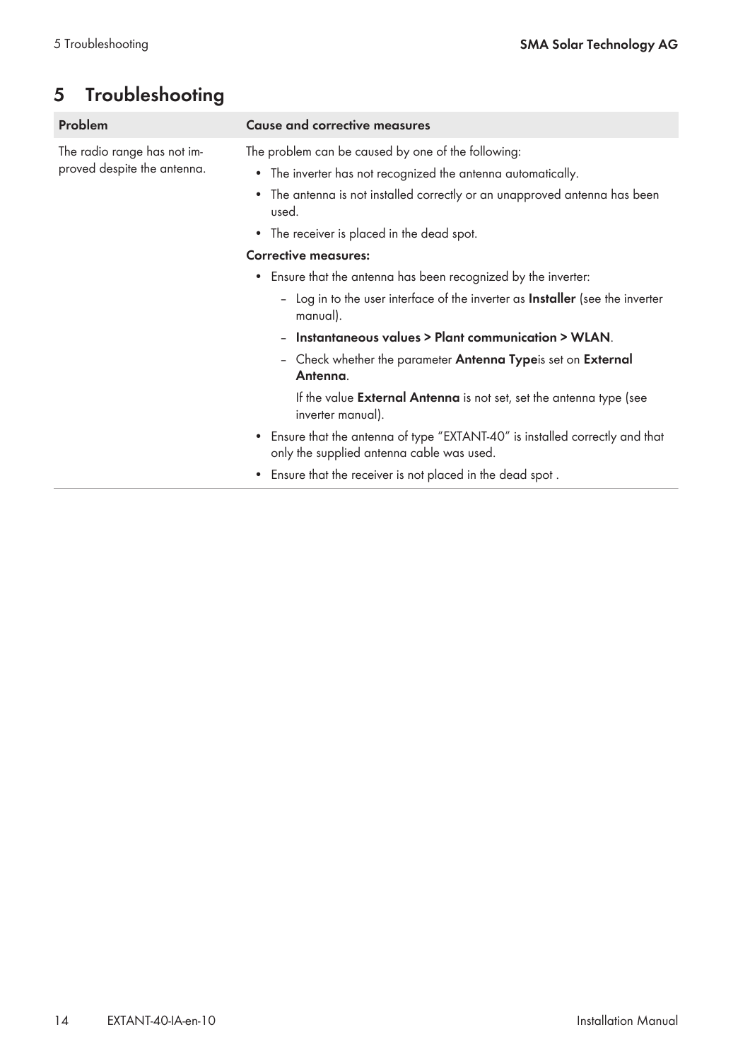# 5 Troubleshooting

| Problem | Cause and corrective measures |
| --- | --- |
| The radio range has not improved despite the antenna. | The problem can be caused by one of the following:<br>• The inverter has not recognized the antenna automatically.<br>• The antenna is not installed correctly or an unapproved antenna has been used.<br>• The receiver is placed in the dead spot.<br>**Corrective measures:**<br>• Ensure that the antenna has been recognized by the inverter:<br>  – Log in to the user interface of the inverter as **Installer** (see the inverter manual).<br>  – **Instantaneous values > Plant communication > WLAN**.<br>  – Check whether the parameter **Antenna Type**is set on **External Antenna**.<br>  If the value **External Antenna** is not set, set the antenna type (see inverter manual).<br>• Ensure that the antenna of type “EXTANT-40” is installed correctly and that only the supplied antenna cable was used.<br>• Ensure that the receiver is not placed in the dead spot . |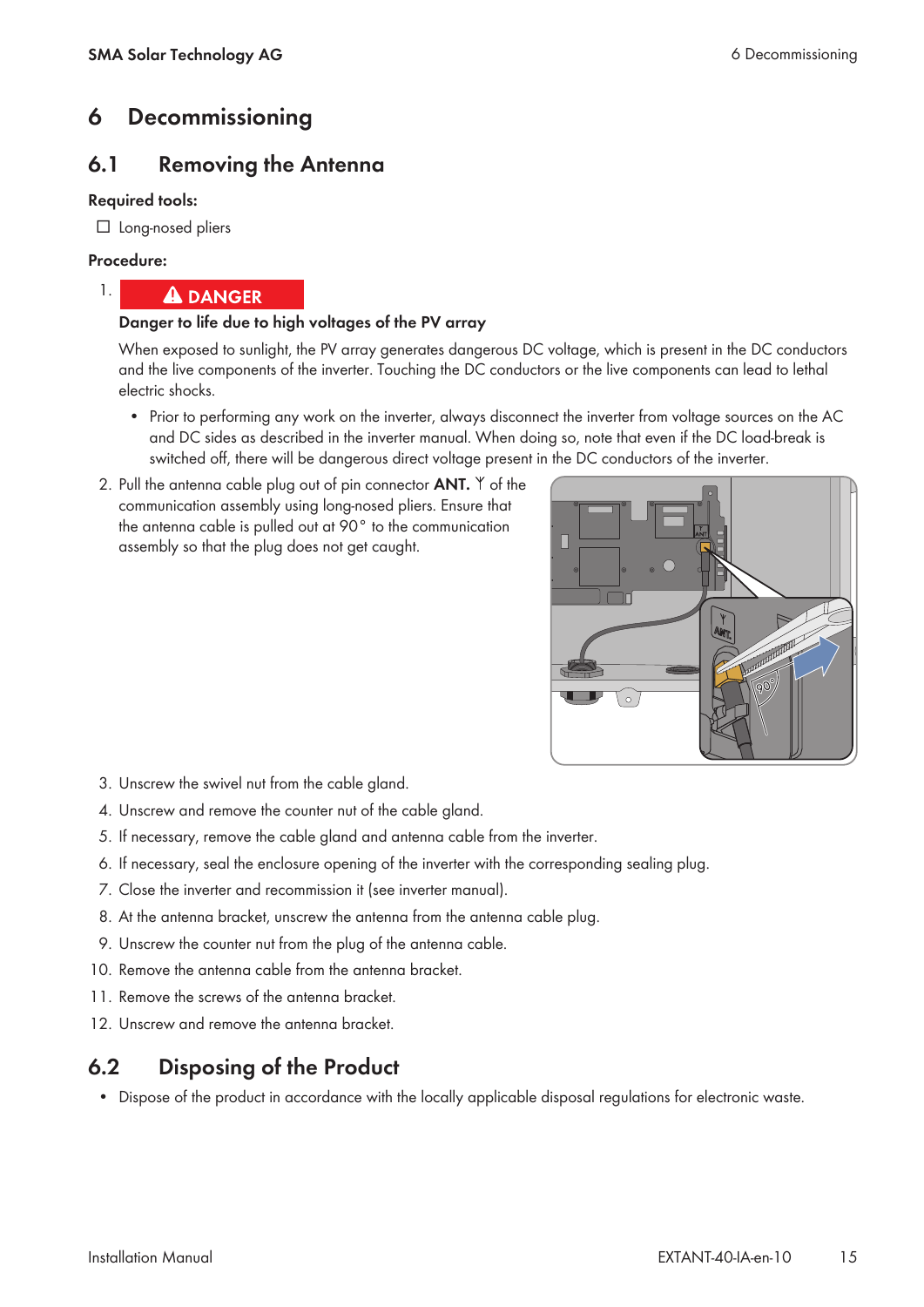# 6 Decommissioning

## 6.1 Removing the Antenna

**Required tools:**

☐ Long-nosed pliers

**Procedure:**

1. **⚠ DANGER**

   **Danger to life due to high voltages of the PV array**

   When exposed to sunlight, the PV array generates dangerous DC voltage, which is present in the DC conductors and the live components of the inverter. Touching the DC conductors or the live components can lead to lethal electric shocks.

   - Prior to performing any work on the inverter, always disconnect the inverter from voltage sources on the AC and DC sides as described in the inverter manual. When doing so, note that even if the DC load-break is switched off, there will be dangerous direct voltage present in the DC conductors of the inverter.

2. Pull the antenna cable plug out of pin connector **ANT.** ᛉ of the communication assembly using long-nosed pliers. Ensure that the antenna cable is pulled out at 90° to the communication assembly so that the plug does not get caught.
3. Unscrew the swivel nut from the cable gland.
4. Unscrew and remove the counter nut of the cable gland.
5. If necessary, remove the cable gland and antenna cable from the inverter.
6. If necessary, seal the enclosure opening of the inverter with the corresponding sealing plug.
7. Close the inverter and recommission it (see inverter manual).
8. At the antenna bracket, unscrew the antenna from the antenna cable plug.
9. Unscrew the counter nut from the plug of the antenna cable.
10. Remove the antenna cable from the antenna bracket.
11. Remove the screws of the antenna bracket.
12. Unscrew and remove the antenna bracket.

## 6.2 Disposing of the Product

- Dispose of the product in accordance with the locally applicable disposal regulations for electronic waste.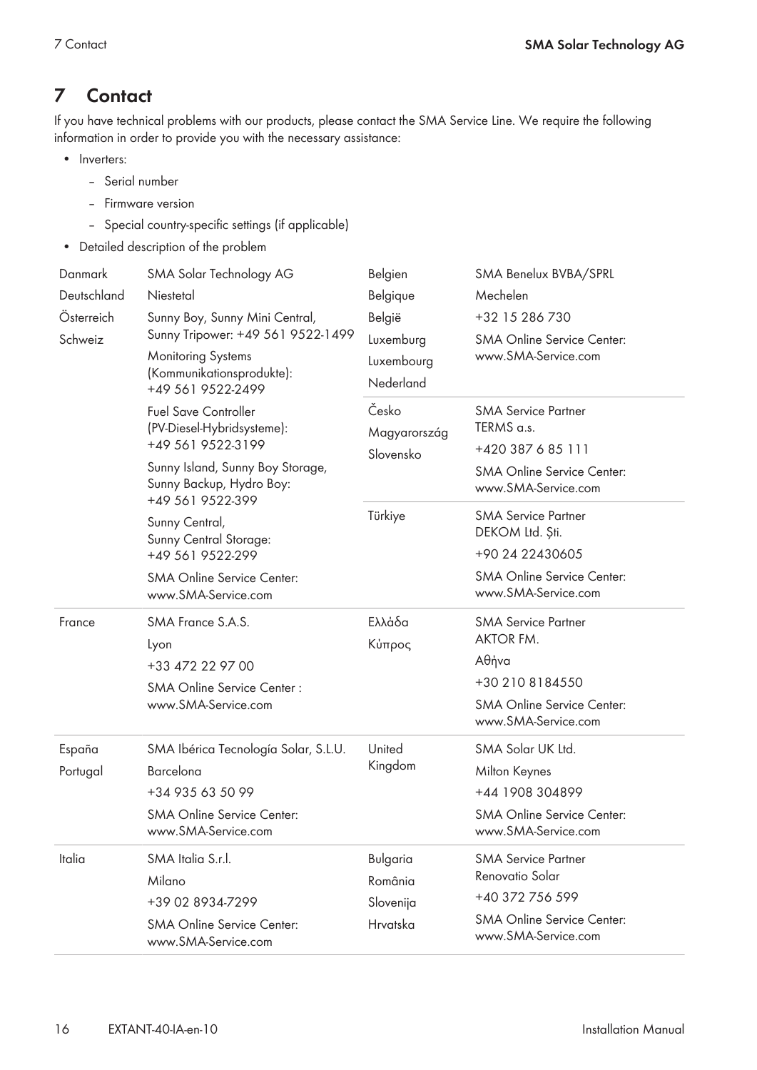# 7 Contact

If you have technical problems with our products, please contact the SMA Service Line. We require the following information in order to provide you with the necessary assistance:

- Inverters:
  - Serial number
  - Firmware version
  - Special country-specific settings (if applicable)
- Detailed description of the problem

| | | | |
|---|---|---|---|
| Danmark<br>Deutschland<br>Österreich<br>Schweiz | SMA Solar Technology AG<br>Niestetal<br>Sunny Boy, Sunny Mini Central, Sunny Tripower: +49 561 9522‑1499<br>Monitoring Systems (Kommunikationsprodukte): +49 561 9522‑2499<br>Fuel Save Controller (PV-Diesel-Hybridsysteme): +49 561 9522‑3199<br>Sunny Island, Sunny Boy Storage, Sunny Backup, Hydro Boy: +49 561 9522‑399<br>Sunny Central, Sunny Central Storage: +49 561 9522‑299<br>SMA Online Service Center: www.SMA-Service.com | Belgien<br>Belgique<br>België<br>Luxemburg<br>Luxembourg<br>Nederland | SMA Benelux BVBA/SPRL<br>Mechelen<br>+32 15 286 730<br>SMA Online Service Center: www.SMA-Service.com |
| | | Česko<br>Magyarország<br>Slovensko | SMA Service Partner TERMS a.s.<br>+420 387 6 85 111<br>SMA Online Service Center: www.SMA-Service.com |
| | | Türkiye | SMA Service Partner DEKOM Ltd. Şti.<br>+90 24 22430605<br>SMA Online Service Center: www.SMA-Service.com |
| France | SMA France S.A.S.<br>Lyon<br>+33 472 22 97 00<br>SMA Online Service Center : www.SMA-Service.com | Ελλάδα<br>Κύπρος | SMA Service Partner AKTOR FM.<br>Αθήνα<br>+30 210 8184550<br>SMA Online Service Center: www.SMA-Service.com |
| España<br>Portugal | SMA Ibérica Tecnología Solar, S.L.U.<br>Barcelona<br>+34 935 63 50 99<br>SMA Online Service Center: www.SMA-Service.com | United Kingdom | SMA Solar UK Ltd.<br>Milton Keynes<br>+44 1908 304899<br>SMA Online Service Center: www.SMA-Service.com |
| Italia | SMA Italia S.r.l.<br>Milano<br>+39 02 8934-7299<br>SMA Online Service Center: www.SMA-Service.com | Bulgaria<br>România<br>Slovenija<br>Hrvatska | SMA Service Partner Renovatio Solar<br>+40 372 756 599<br>SMA Online Service Center: www.SMA-Service.com |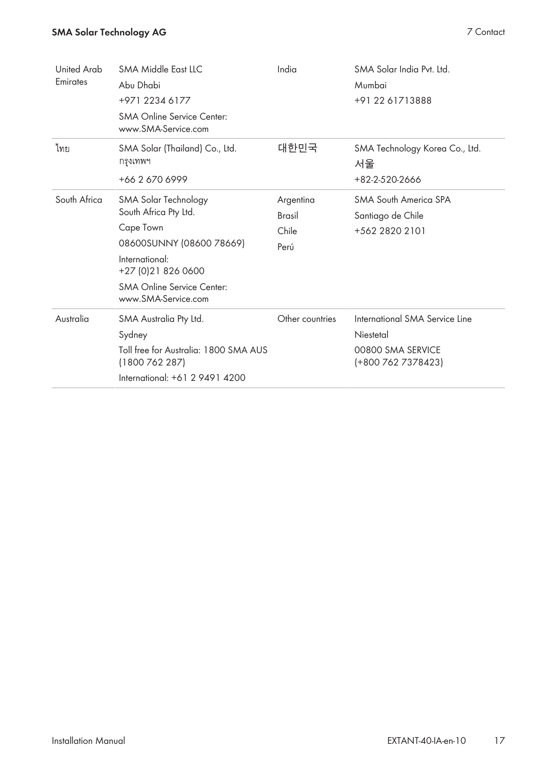| | | | |
|---|---|---|---|
| United Arab Emirates | SMA Middle East LLC<br>Abu Dhabi<br>+971 2234 6177<br>SMA Online Service Center:<br>www.SMA-Service.com | India | SMA Solar India Pvt. Ltd.<br>Mumbai<br>+91 22 61713888 |
| ไทย | SMA Solar (Thailand) Co., Ltd.<br>กรุงเทพฯ<br>+66 2 670 6999 | 대한민국 | SMA Technology Korea Co., Ltd.<br>서울<br>+82-2-520-2666 |
| South Africa | SMA Solar Technology South Africa Pty Ltd.<br>Cape Town<br>08600SUNNY (08600 78669)<br>International:<br>+27 (0)21 826 0600<br>SMA Online Service Center:<br>www.SMA-Service.com | Argentina<br>Brasil<br>Chile<br>Perú | SMA South America SPA<br>Santiago de Chile<br>+562 2820 2101 |
| Australia | SMA Australia Pty Ltd.<br>Sydney<br>Toll free for Australia: 1800 SMA AUS (1800 762 287)<br>International: +61 2 9491 4200 | Other countries | International SMA Service Line<br>Niestetal<br>00800 SMA SERVICE<br>(+800 762 7378423) |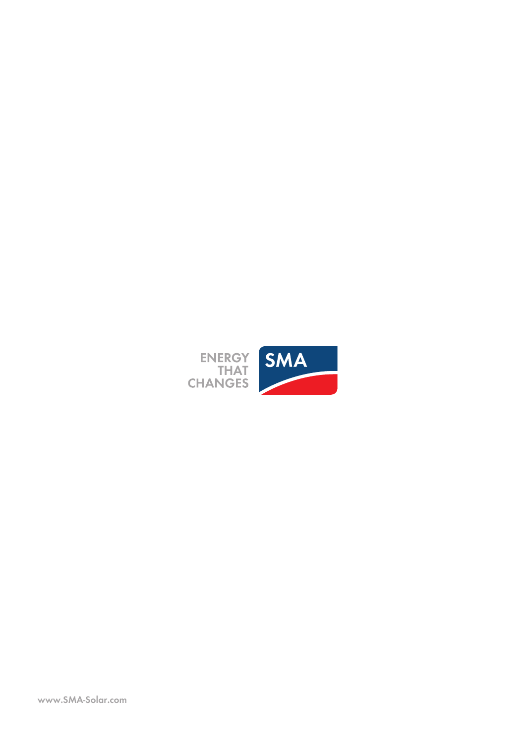ENERGY
THAT
CHANGES

SMA

www.SMA-Solar.com